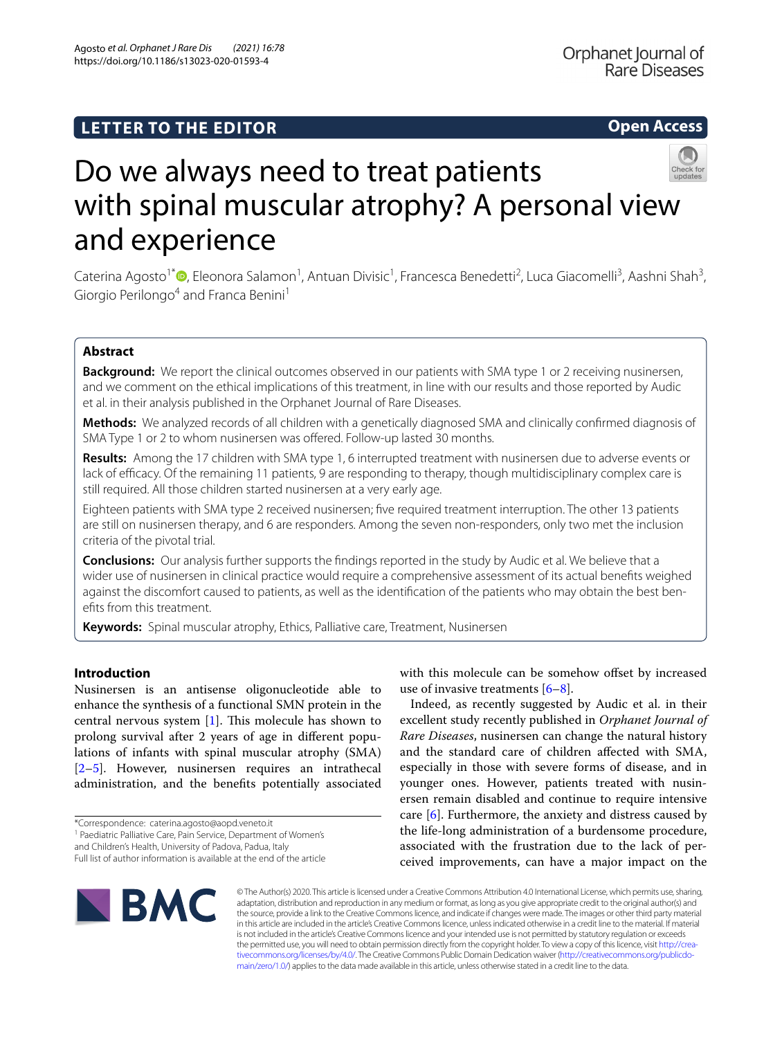LETTER TO THE EDITOR

Open Access

# Do we always need to treat patients with spinal muscular atrophy? A personal view and experience

Caterina Agosto[1*], Eleonora Salamon[1], Antuan Divisic[1], Francesca Benedetti[2], Luca Giacomelli[3], Aashni Shah[3], Giorgio Perilongo[4] and Franca Benini[1]

## Abstract

**Background:** We report the clinical outcomes observed in our patients with SMA type 1 or 2 receiving nusinersen, and we comment on the ethical implications of this treatment, in line with our results and those reported by Audic et al. in their analysis published in the Orphanet Journal of Rare Diseases.

**Methods:** We analyzed records of all children with a genetically diagnosed SMA and clinically confirmed diagnosis of SMA Type 1 or 2 to whom nusinersen was offered. Follow-up lasted 30 months.

**Results:** Among the 17 children with SMA type 1, 6 interrupted treatment with nusinersen due to adverse events or lack of efficacy. Of the remaining 11 patients, 9 are responding to therapy, though multidisciplinary complex care is still required. All those children started nusinersen at a very early age.

Eighteen patients with SMA type 2 received nusinersen; five required treatment interruption. The other 13 patients are still on nusinersen therapy, and 6 are responders. Among the seven non-responders, only two met the inclusion criteria of the pivotal trial.

**Conclusions:** Our analysis further supports the findings reported in the study by Audic et al. We believe that a wider use of nusinersen in clinical practice would require a comprehensive assessment of its actual benefits weighed against the discomfort caused to patients, as well as the identification of the patients who may obtain the best benefits from this treatment.

**Keywords:** Spinal muscular atrophy, Ethics, Palliative care, Treatment, Nusinersen

## Introduction

Nusinersen is an antisense oligonucleotide able to enhance the synthesis of a functional SMN protein in the central nervous system [1]. This molecule has shown to prolong survival after 2 years of age in different populations of infants with spinal muscular atrophy (SMA) [2–5]. However, nusinersen requires an intrathecal administration, and the benefits potentially associated with this molecule can be somehow offset by increased use of invasive treatments [6–8].

Indeed, as recently suggested by Audic et al. in their excellent study recently published in *Orphanet Journal of Rare Diseases*, nusinersen can change the natural history and the standard care of children affected with SMA, especially in those with severe forms of disease, and in younger ones. However, patients treated with nusinersen remain disabled and continue to require intensive care [6]. Furthermore, the anxiety and distress caused by the life-long administration of a burdensome procedure, associated with the frustration due to the lack of perceived improvements, can have a major impact on the

*Correspondence: caterina.agosto@aopd.veneto.it
[1] Paediatric Palliative Care, Pain Service, Department of Women's and Children's Health, University of Padova, Padua, Italy
Full list of author information is available at the end of the article

© The Author(s) 2020. This article is licensed under a Creative Commons Attribution 4.0 International License, which permits use, sharing, adaptation, distribution and reproduction in any medium or format, as long as you give appropriate credit to the original author(s) and the source, provide a link to the Creative Commons licence, and indicate if changes were made. The images or other third party material in this article are included in the article's Creative Commons licence, unless indicated otherwise in a credit line to the material. If material is not included in the article's Creative Commons licence and your intended use is not permitted by statutory regulation or exceeds the permitted use, you will need to obtain permission directly from the copyright holder. To view a copy of this licence, visit http://creativecommons.org/licenses/by/4.0/. The Creative Commons Public Domain Dedication waiver (http://creativecommons.org/publicdomain/zero/1.0/) applies to the data made available in this article, unless otherwise stated in a credit line to the data.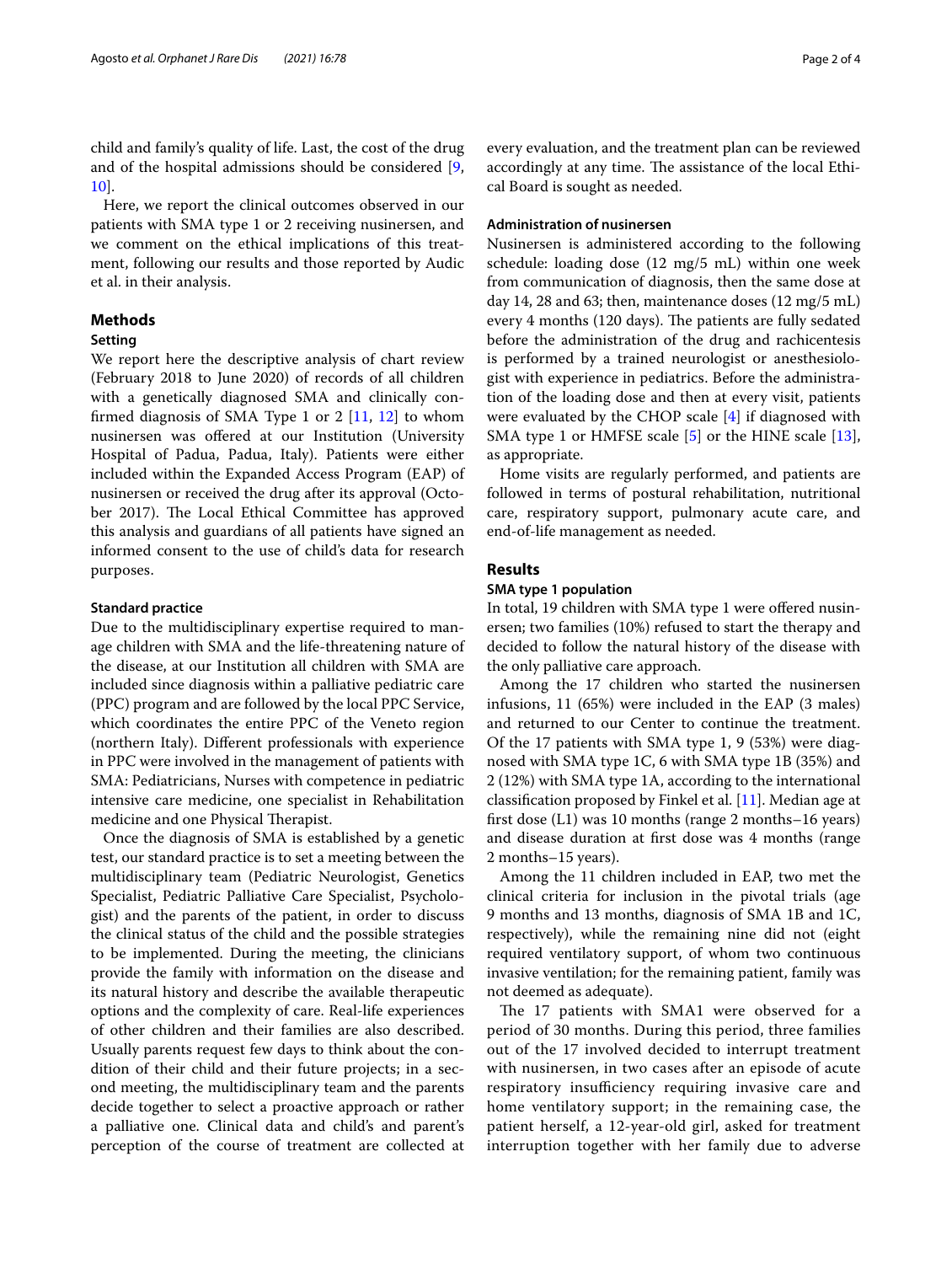child and family's quality of life. Last, the cost of the drug and of the hospital admissions should be considered [9, 10].

Here, we report the clinical outcomes observed in our patients with SMA type 1 or 2 receiving nusinersen, and we comment on the ethical implications of this treatment, following our results and those reported by Audic et al. in their analysis.

## Methods

### Setting

We report here the descriptive analysis of chart review (February 2018 to June 2020) of records of all children with a genetically diagnosed SMA and clinically confirmed diagnosis of SMA Type 1 or 2 [11, 12] to whom nusinersen was offered at our Institution (University Hospital of Padua, Padua, Italy). Patients were either included within the Expanded Access Program (EAP) of nusinersen or received the drug after its approval (October 2017). The Local Ethical Committee has approved this analysis and guardians of all patients have signed an informed consent to the use of child's data for research purposes.

### Standard practice

Due to the multidisciplinary expertise required to manage children with SMA and the life-threatening nature of the disease, at our Institution all children with SMA are included since diagnosis within a palliative pediatric care (PPC) program and are followed by the local PPC Service, which coordinates the entire PPC of the Veneto region (northern Italy). Different professionals with experience in PPC were involved in the management of patients with SMA: Pediatricians, Nurses with competence in pediatric intensive care medicine, one specialist in Rehabilitation medicine and one Physical Therapist.

Once the diagnosis of SMA is established by a genetic test, our standard practice is to set a meeting between the multidisciplinary team (Pediatric Neurologist, Genetics Specialist, Pediatric Palliative Care Specialist, Psychologist) and the parents of the patient, in order to discuss the clinical status of the child and the possible strategies to be implemented. During the meeting, the clinicians provide the family with information on the disease and its natural history and describe the available therapeutic options and the complexity of care. Real-life experiences of other children and their families are also described. Usually parents request few days to think about the condition of their child and their future projects; in a second meeting, the multidisciplinary team and the parents decide together to select a proactive approach or rather a palliative one. Clinical data and child's and parent's perception of the course of treatment are collected at every evaluation, and the treatment plan can be reviewed accordingly at any time. The assistance of the local Ethical Board is sought as needed.

### Administration of nusinersen

Nusinersen is administered according to the following schedule: loading dose (12 mg/5 mL) within one week from communication of diagnosis, then the same dose at day 14, 28 and 63; then, maintenance doses (12 mg/5 mL) every 4 months (120 days). The patients are fully sedated before the administration of the drug and rachicentesis is performed by a trained neurologist or anesthesiologist with experience in pediatrics. Before the administration of the loading dose and then at every visit, patients were evaluated by the CHOP scale [4] if diagnosed with SMA type 1 or HMFSE scale [5] or the HINE scale [13], as appropriate.

Home visits are regularly performed, and patients are followed in terms of postural rehabilitation, nutritional care, respiratory support, pulmonary acute care, and end-of-life management as needed.

## Results

### SMA type 1 population

In total, 19 children with SMA type 1 were offered nusinersen; two families (10%) refused to start the therapy and decided to follow the natural history of the disease with the only palliative care approach.

Among the 17 children who started the nusinersen infusions, 11 (65%) were included in the EAP (3 males) and returned to our Center to continue the treatment. Of the 17 patients with SMA type 1, 9 (53%) were diagnosed with SMA type 1C, 6 with SMA type 1B (35%) and 2 (12%) with SMA type 1A, according to the international classification proposed by Finkel et al. [11]. Median age at first dose (L1) was 10 months (range 2 months–16 years) and disease duration at first dose was 4 months (range 2 months–15 years).

Among the 11 children included in EAP, two met the clinical criteria for inclusion in the pivotal trials (age 9 months and 13 months, diagnosis of SMA 1B and 1C, respectively), while the remaining nine did not (eight required ventilatory support, of whom two continuous invasive ventilation; for the remaining patient, family was not deemed as adequate).

The 17 patients with SMA1 were observed for a period of 30 months. During this period, three families out of the 17 involved decided to interrupt treatment with nusinersen, in two cases after an episode of acute respiratory insufficiency requiring invasive care and home ventilatory support; in the remaining case, the patient herself, a 12-year-old girl, asked for treatment interruption together with her family due to adverse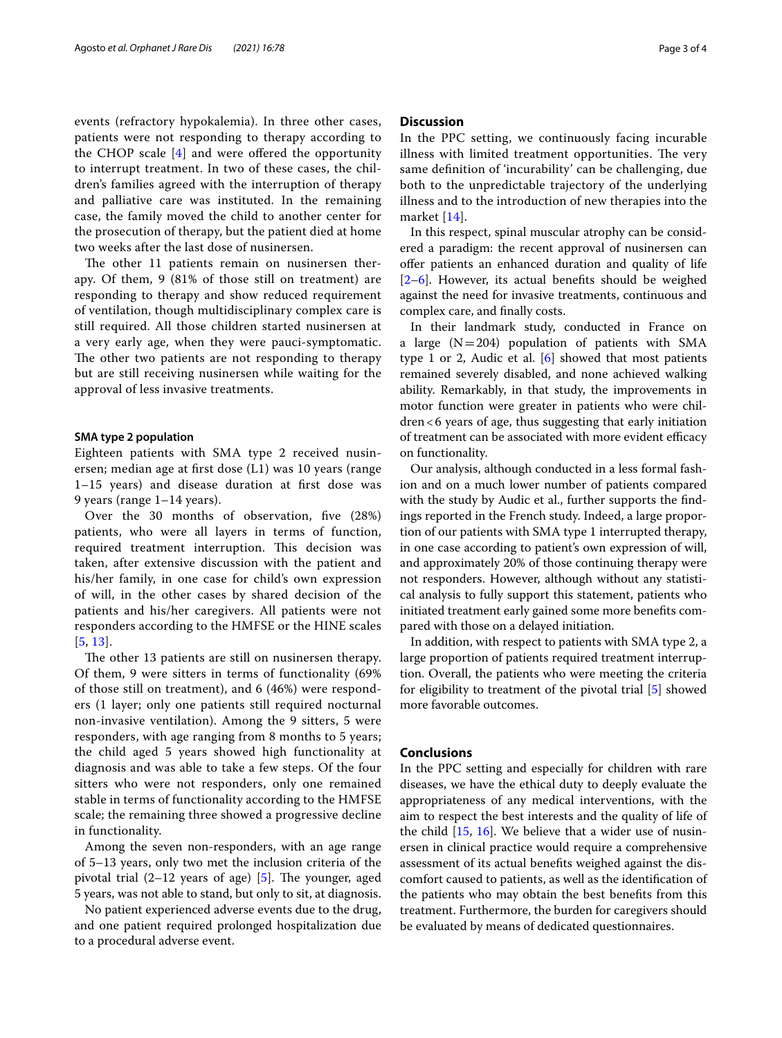events (refractory hypokalemia). In three other cases, patients were not responding to therapy according to the CHOP scale [4] and were offered the opportunity to interrupt treatment. In two of these cases, the children's families agreed with the interruption of therapy and palliative care was instituted. In the remaining case, the family moved the child to another center for the prosecution of therapy, but the patient died at home two weeks after the last dose of nusinersen.

The other 11 patients remain on nusinersen therapy. Of them, 9 (81% of those still on treatment) are responding to therapy and show reduced requirement of ventilation, though multidisciplinary complex care is still required. All those children started nusinersen at a very early age, when they were pauci-symptomatic. The other two patients are not responding to therapy but are still receiving nusinersen while waiting for the approval of less invasive treatments.

#### SMA type 2 population

Eighteen patients with SMA type 2 received nusinersen; median age at first dose (L1) was 10 years (range 1–15 years) and disease duration at first dose was 9 years (range 1–14 years).

Over the 30 months of observation, five (28%) patients, who were all layers in terms of function, required treatment interruption. This decision was taken, after extensive discussion with the patient and his/her family, in one case for child's own expression of will, in the other cases by shared decision of the patients and his/her caregivers. All patients were not responders according to the HMFSE or the HINE scales [5, 13].

The other 13 patients are still on nusinersen therapy. Of them, 9 were sitters in terms of functionality (69% of those still on treatment), and 6 (46%) were responders (1 layer; only one patients still required nocturnal non-invasive ventilation). Among the 9 sitters, 5 were responders, with age ranging from 8 months to 5 years; the child aged 5 years showed high functionality at diagnosis and was able to take a few steps. Of the four sitters who were not responders, only one remained stable in terms of functionality according to the HMFSE scale; the remaining three showed a progressive decline in functionality.

Among the seven non-responders, with an age range of 5–13 years, only two met the inclusion criteria of the pivotal trial (2–12 years of age) [5]. The younger, aged 5 years, was not able to stand, but only to sit, at diagnosis.

No patient experienced adverse events due to the drug, and one patient required prolonged hospitalization due to a procedural adverse event.

## Discussion

In the PPC setting, we continuously facing incurable illness with limited treatment opportunities. The very same definition of 'incurability' can be challenging, due both to the unpredictable trajectory of the underlying illness and to the introduction of new therapies into the market [14].

In this respect, spinal muscular atrophy can be considered a paradigm: the recent approval of nusinersen can offer patients an enhanced duration and quality of life [2–6]. However, its actual benefits should be weighed against the need for invasive treatments, continuous and complex care, and finally costs.

In their landmark study, conducted in France on a large (N = 204) population of patients with SMA type 1 or 2, Audic et al. [6] showed that most patients remained severely disabled, and none achieved walking ability. Remarkably, in that study, the improvements in motor function were greater in patients who were children < 6 years of age, thus suggesting that early initiation of treatment can be associated with more evident efficacy on functionality.

Our analysis, although conducted in a less formal fashion and on a much lower number of patients compared with the study by Audic et al., further supports the findings reported in the French study. Indeed, a large proportion of our patients with SMA type 1 interrupted therapy, in one case according to patient's own expression of will, and approximately 20% of those continuing therapy were not responders. However, although without any statistical analysis to fully support this statement, patients who initiated treatment early gained some more benefits compared with those on a delayed initiation.

In addition, with respect to patients with SMA type 2, a large proportion of patients required treatment interruption. Overall, the patients who were meeting the criteria for eligibility to treatment of the pivotal trial [5] showed more favorable outcomes.

## Conclusions

In the PPC setting and especially for children with rare diseases, we have the ethical duty to deeply evaluate the appropriateness of any medical interventions, with the aim to respect the best interests and the quality of life of the child [15, 16]. We believe that a wider use of nusinersen in clinical practice would require a comprehensive assessment of its actual benefits weighed against the discomfort caused to patients, as well as the identification of the patients who may obtain the best benefits from this treatment. Furthermore, the burden for caregivers should be evaluated by means of dedicated questionnaires.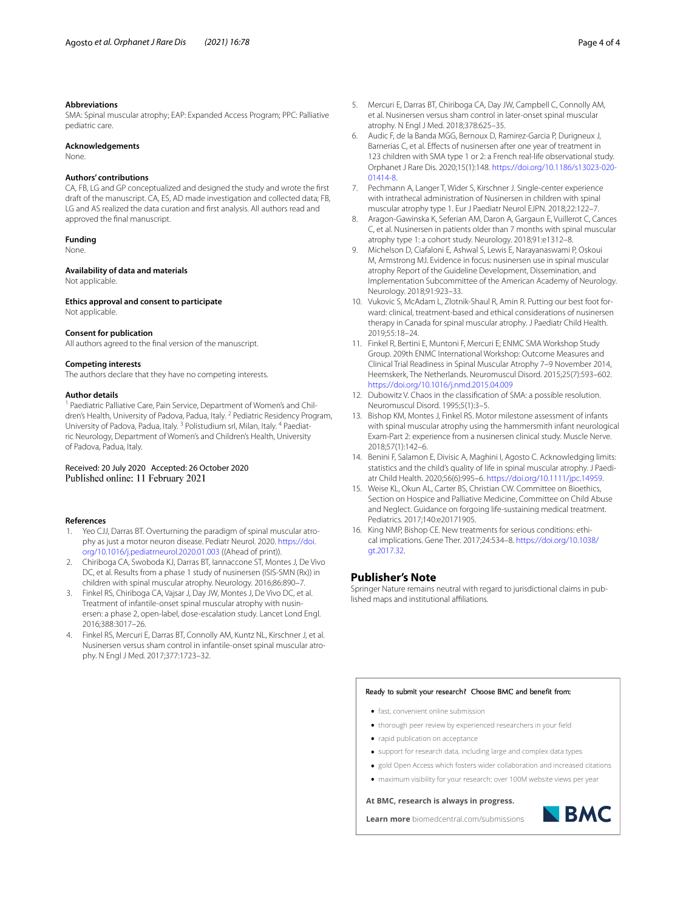### Abbreviations

SMA: Spinal muscular atrophy; EAP: Expanded Access Program; PPC: Palliative pediatric care.

### Acknowledgements

None.

### Authors' contributions

CA, FB, LG and GP conceptualized and designed the study and wrote the first draft of the manuscript. CA, ES, AD made investigation and collected data; FB, LG and AS realized the data curation and first analysis. All authors read and approved the final manuscript.

### Funding

None.

### Availability of data and materials

Not applicable.

### Ethics approval and consent to participate

Not applicable.

### Consent for publication

All authors agreed to the final version of the manuscript.

### Competing interests

The authors declare that they have no competing interests.

### Author details

[1] Paediatric Palliative Care, Pain Service, Department of Women's and Children's Health, University of Padova, Padua, Italy. [2] Pediatric Residency Program, University of Padova, Padua, Italy. [3] Polistudium srl, Milan, Italy. [4] Paediatric Neurology, Department of Women's and Children's Health, University of Padova, Padua, Italy.

Received: 20 July 2020 Accepted: 26 October 2020
Published online: 11 February 2021

### References

1. Yeo CJJ, Darras BT. Overturning the paradigm of spinal muscular atrophy as just a motor neuron disease. Pediatr Neurol. 2020. https://doi.org/10.1016/j.pediatrneurol.2020.01.003 ((Ahead of print)).
2. Chiriboga CA, Swoboda KJ, Darras BT, Iannaccone ST, Montes J, De Vivo DC, et al. Results from a phase 1 study of nusinersen (ISIS-SMN (Rx)) in children with spinal muscular atrophy. Neurology. 2016;86:890–7.
3. Finkel RS, Chiriboga CA, Vajsar J, Day JW, Montes J, De Vivo DC, et al. Treatment of infantile-onset spinal muscular atrophy with nusinersen: a phase 2, open-label, dose-escalation study. Lancet Lond Engl. 2016;388:3017–26.
4. Finkel RS, Mercuri E, Darras BT, Connolly AM, Kuntz NL, Kirschner J, et al. Nusinersen versus sham control in infantile-onset spinal muscular atrophy. N Engl J Med. 2017;377:1723–32.
5. Mercuri E, Darras BT, Chiriboga CA, Day JW, Campbell C, Connolly AM, et al. Nusinersen versus sham control in later-onset spinal muscular atrophy. N Engl J Med. 2018;378:625–35.
6. Audic F, de la Banda MGG, Bernoux D, Ramirez-Garcia P, Durigneux J, Barnerias C, et al. Effects of nusinersen after one year of treatment in 123 children with SMA type 1 or 2: a French real-life observational study. Orphanet J Rare Dis. 2020;15(1):148. https://doi.org/10.1186/s13023-020-01414-8.
7. Pechmann A, Langer T, Wider S, Kirschner J. Single-center experience with intrathecal administration of Nusinersen in children with spinal muscular atrophy type 1. Eur J Paediatr Neurol EJPN. 2018;22:122–7.
8. Aragon-Gawinska K, Seferian AM, Daron A, Gargaun E, Vuillerot C, Cances C, et al. Nusinersen in patients older than 7 months with spinal muscular atrophy type 1: a cohort study. Neurology. 2018;91:e1312–8.
9. Michelson D, Ciafaloni E, Ashwal S, Lewis E, Narayanaswami P, Oskoui M, Armstrong MJ. Evidence in focus: nusinersen use in spinal muscular atrophy Report of the Guideline Development, Dissemination, and Implementation Subcommittee of the American Academy of Neurology. Neurology. 2018;91:923–33.
10. Vukovic S, McAdam L, Zlotnik-Shaul R, Amin R. Putting our best foot forward: clinical, treatment-based and ethical considerations of nusinersen therapy in Canada for spinal muscular atrophy. J Paediatr Child Health. 2019;55:18–24.
11. Finkel R, Bertini E, Muntoni F, Mercuri E; ENMC SMA Workshop Study Group. 209th ENMC International Workshop: Outcome Measures and Clinical Trial Readiness in Spinal Muscular Atrophy 7–9 November 2014, Heemskerk, The Netherlands. Neuromuscul Disord. 2015;25(7):593–602. https://doi.org/10.1016/j.nmd.2015.04.009
12. Dubowitz V. Chaos in the classification of SMA: a possible resolution. Neuromuscul Disord. 1995;5(1):3–5.
13. Bishop KM, Montes J, Finkel RS. Motor milestone assessment of infants with spinal muscular atrophy using the hammersmith infant neurological Exam-Part 2: experience from a nusinersen clinical study. Muscle Nerve. 2018;57(1):142–6.
14. Benini F, Salamon E, Divisic A, Maghini I, Agosto C. Acknowledging limits: statistics and the child's quality of life in spinal muscular atrophy. J Paediatr Child Health. 2020;56(6):995–6. https://doi.org/10.1111/jpc.14959.
15. Weise KL, Okun AL, Carter BS, Christian CW. Committee on Bioethics, Section on Hospice and Palliative Medicine, Committee on Child Abuse and Neglect. Guidance on forgoing life-sustaining medical treatment. Pediatrics. 2017;140:e20171905.
16. King NMP, Bishop CE. New treatments for serious conditions: ethical implications. Gene Ther. 2017;24:534–8. https://doi.org/10.1038/gt.2017.32.

## Publisher's Note

Springer Nature remains neutral with regard to jurisdictional claims in published maps and institutional affiliations.

Ready to submit your research? Choose BMC and benefit from:

- fast, convenient online submission
- thorough peer review by experienced researchers in your field
- rapid publication on acceptance
- support for research data, including large and complex data types
- gold Open Access which fosters wider collaboration and increased citations
- maximum visibility for your research: over 100M website views per year

**At BMC, research is always in progress.**

**Learn more** biomedcentral.com/submissions

BMC